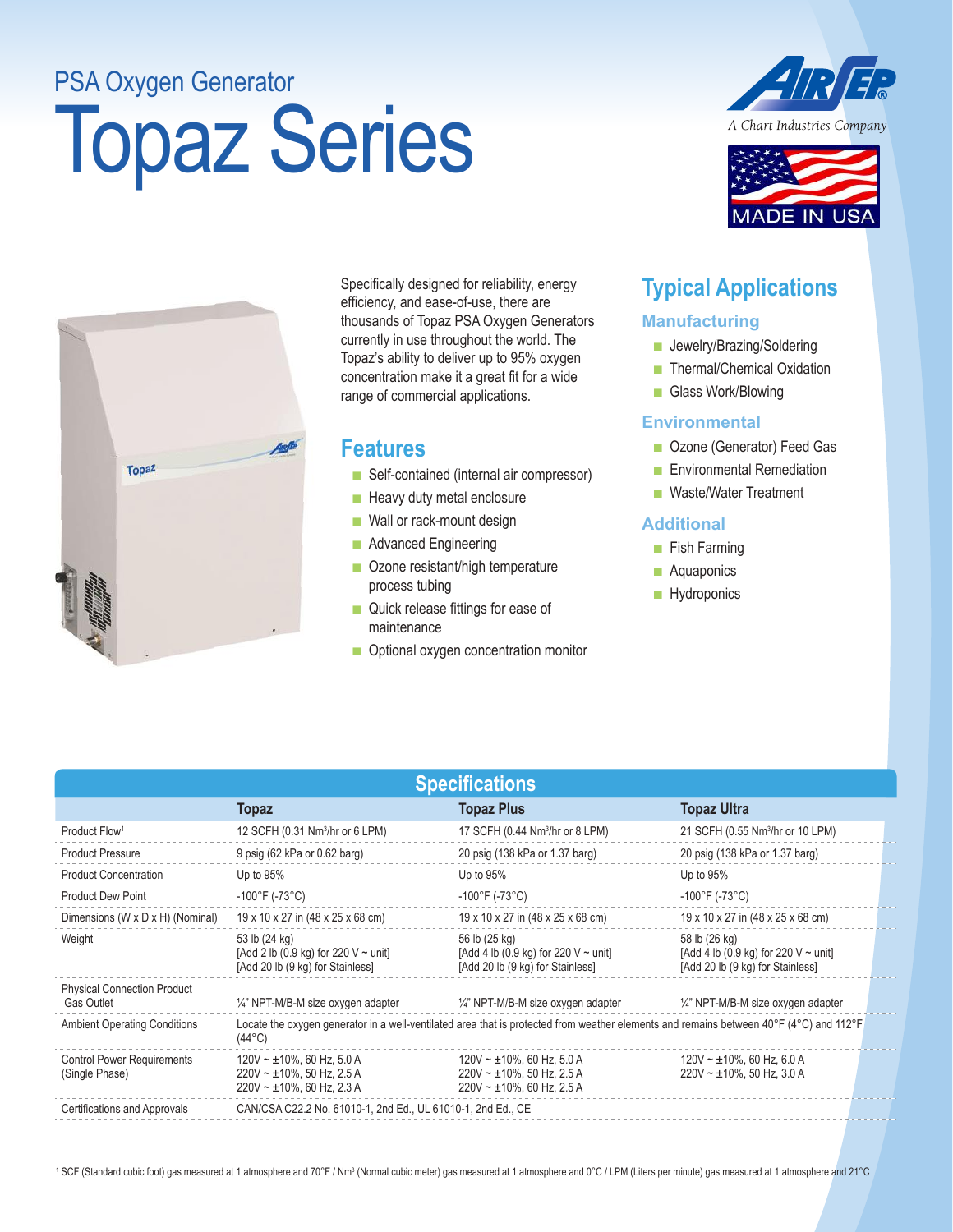PSA Oxygen Generator

# Topaz Series

AIRSEP
*A Chart Industries Company*

MADE IN USA

Specifically designed for reliability, energy efficiency, and ease-of-use, there are thousands of Topaz PSA Oxygen Generators currently in use throughout the world. The Topaz's ability to deliver up to 95% oxygen concentration make it a great fit for a wide range of commercial applications.

## Features

- Self-contained (internal air compressor)
- Heavy duty metal enclosure
- Wall or rack-mount design
- Advanced Engineering
- Ozone resistant/high temperature process tubing
- Quick release fittings for ease of maintenance
- Optional oxygen concentration monitor

## Typical Applications

### Manufacturing

- Jewelry/Brazing/Soldering
- Thermal/Chemical Oxidation
- Glass Work/Blowing

### Environmental

- Ozone (Generator) Feed Gas
- Environmental Remediation
- Waste/Water Treatment

### Additional

- Fish Farming
- Aquaponics
- Hydroponics

## Specifications

| | Topaz | Topaz Plus | Topaz Ultra |
|---|---|---|---|
| Product Flow[1] | 12 SCFH (0.31 Nm³/hr or 6 LPM) | 17 SCFH (0.44 Nm³/hr or 8 LPM) | 21 SCFH (0.55 Nm³/hr or 10 LPM) |
| Product Pressure | 9 psig (62 kPa or 0.62 barg) | 20 psig (138 kPa or 1.37 barg) | 20 psig (138 kPa or 1.37 barg) |
| Product Concentration | Up to 95% | Up to 95% | Up to 95% |
| Product Dew Point | -100°F (-73°C) | -100°F (-73°C) | -100°F (-73°C) |
| Dimensions (W x D x H) (Nominal) | 19 x 10 x 27 in (48 x 25 x 68 cm) | 19 x 10 x 27 in (48 x 25 x 68 cm) | 19 x 10 x 27 in (48 x 25 x 68 cm) |
| Weight | 53 lb (24 kg)<br>[Add 2 lb (0.9 kg) for 220 V ~ unit]<br>[Add 20 lb (9 kg) for Stainless] | 56 lb (25 kg)<br>[Add 4 lb (0.9 kg) for 220 V ~ unit]<br>[Add 20 lb (9 kg) for Stainless] | 58 lb (26 kg)<br>[Add 4 lb (0.9 kg) for 220 V ~ unit]<br>[Add 20 lb (9 kg) for Stainless] |
| Physical Connection Product Gas Outlet | ¼" NPT-M/B-M size oxygen adapter | ¼" NPT-M/B-M size oxygen adapter | ¼" NPT-M/B-M size oxygen adapter |
| Ambient Operating Conditions | Locate the oxygen generator in a well-ventilated area that is protected from weather elements and remains between 40°F (4°C) and 112°F (44°C) | | |
| Control Power Requirements (Single Phase) | 120V ~ ±10%, 60 Hz, 5.0 A<br>220V ~ ±10%, 50 Hz, 2.5 A<br>220V ~ ±10%, 60 Hz, 2.3 A | 120V ~ ±10%, 60 Hz, 5.0 A<br>220V ~ ±10%, 50 Hz, 2.5 A<br>220V ~ ±10%, 60 Hz, 2.5 A | 120V ~ ±10%, 60 Hz, 6.0 A<br>220V ~ ±10%, 50 Hz, 3.0 A |
| Certifications and Approvals | CAN/CSA C22.2 No. 61010-1, 2nd Ed., UL 61010-1, 2nd Ed., CE | | |

[1] SCF (Standard cubic foot) gas measured at 1 atmosphere and 70°F / Nm³ (Normal cubic meter) gas measured at 1 atmosphere and 0°C / LPM (Liters per minute) gas measured at 1 atmosphere and 21°C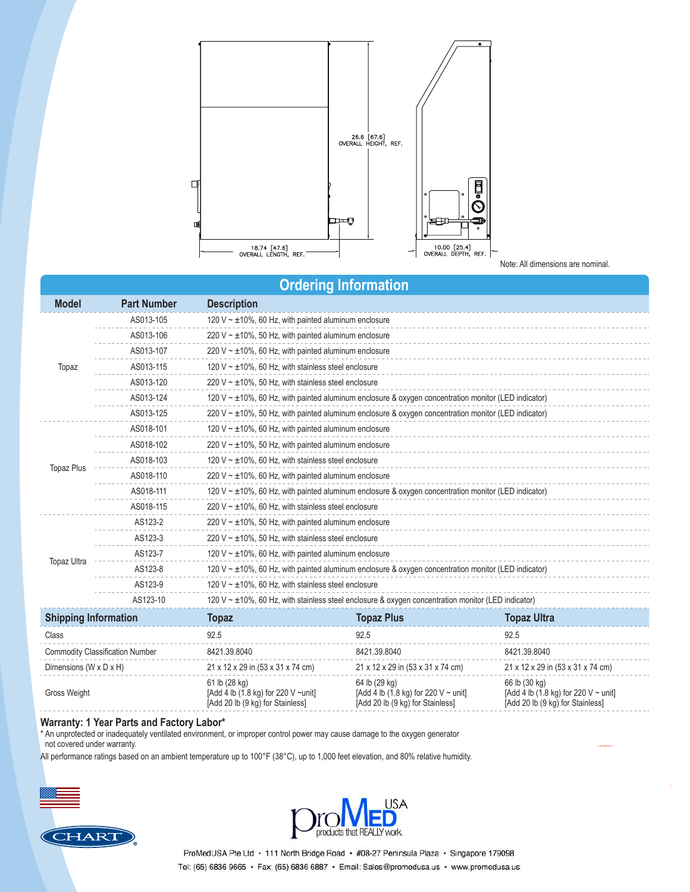26.6 [67.6]
OVERALL HEIGHT, REF.

18.74 [47.6]
OVERALL LENGTH, REF.

10.00 [25.4]
OVERALL DEPTH, REF.

Note: All dimensions are nominal.

## Ordering Information

| Model | Part Number | Description |
|---|---|---|
| Topaz | AS013-105 | 120 V ~ ±10%, 60 Hz, with painted aluminum enclosure |
| | AS013-106 | 220 V ~ ±10%, 50 Hz, with painted aluminum enclosure |
| | AS013-107 | 220 V ~ ±10%, 60 Hz, with painted aluminum enclosure |
| | AS013-115 | 120 V ~ ±10%, 60 Hz, with stainless steel enclosure |
| | AS013-120 | 220 V ~ ±10%, 50 Hz, with stainless steel enclosure |
| | AS013-124 | 120 V ~ ±10%, 60 Hz, with painted aluminum enclosure & oxygen concentration monitor (LED indicator) |
| | AS013-125 | 220 V ~ ±10%, 50 Hz, with painted aluminum enclosure & oxygen concentration monitor (LED indicator) |
| Topaz Plus | AS018-101 | 120 V ~ ±10%, 60 Hz, with painted aluminum enclosure |
| | AS018-102 | 220 V ~ ±10%, 50 Hz, with painted aluminum enclosure |
| | AS018-103 | 120 V ~ ±10%, 60 Hz, with stainless steel enclosure |
| | AS018-110 | 220 V ~ ±10%, 60 Hz, with painted aluminum enclosure |
| | AS018-111 | 120 V ~ ±10%, 60 Hz, with painted aluminum enclosure & oxygen concentration monitor (LED indicator) |
| | AS018-115 | 220 V ~ ±10%, 60 Hz, with stainless steel enclosure |
| Topaz Ultra | AS123-2 | 220 V ~ ±10%, 50 Hz, with painted aluminum enclosure |
| | AS123-3 | 220 V ~ ±10%, 50 Hz, with stainless steel enclosure |
| | AS123-7 | 120 V ~ ±10%, 60 Hz, with painted aluminum enclosure |
| | AS123-8 | 120 V ~ ±10%, 60 Hz, with painted aluminum enclosure & oxygen concentration monitor (LED indicator) |
| | AS123-9 | 120 V ~ ±10%, 60 Hz, with stainless steel enclosure |
| | AS123-10 | 120 V ~ ±10%, 60 Hz, with stainless steel enclosure & oxygen concentration monitor (LED indicator) |

| Shipping Information | Topaz | Topaz Plus | Topaz Ultra |
|---|---|---|---|
| Class | 92.5 | 92.5 | 92.5 |
| Commodity Classification Number | 8421.39.8040 | 8421.39.8040 | 8421.39.8040 |
| Dimensions (W x D x H) | 21 x 12 x 29 in (53 x 31 x 74 cm) | 21 x 12 x 29 in (53 x 31 x 74 cm) | 21 x 12 x 29 in (53 x 31 x 74 cm) |
| Gross Weight | 61 lb (28 kg) [Add 4 lb (1.8 kg) for 220 V ~unit] [Add 20 lb (9 kg) for Stainless] | 64 lb (29 kg) [Add 4 lb (1.8 kg) for 220 V ~ unit] [Add 20 lb (9 kg) for Stainless] | 66 lb (30 kg) [Add 4 lb (1.8 kg) for 220 V ~ unit] [Add 20 lb (9 kg) for Stainless] |

**Warranty: 1 Year Parts and Factory Labor***

* An unprotected or inadequately ventilated environment, or improper control power may cause damage to the oxygen generator not covered under warranty.

All performance ratings based on an ambient temperature up to 100°F (38°C), up to 1,000 feet elevation, and 80% relative humidity.

CHART

ProMED USA products that REALLY work.

ProMedUSA Pte Ltd • 111 North Bridge Road • #08-27 Peninsula Plaza • Singapore 179098
Tel: (65) 6836 9665 • Fax: (65) 6836 6887 • Email: Sales@promedusa.us • www.promedusa.us